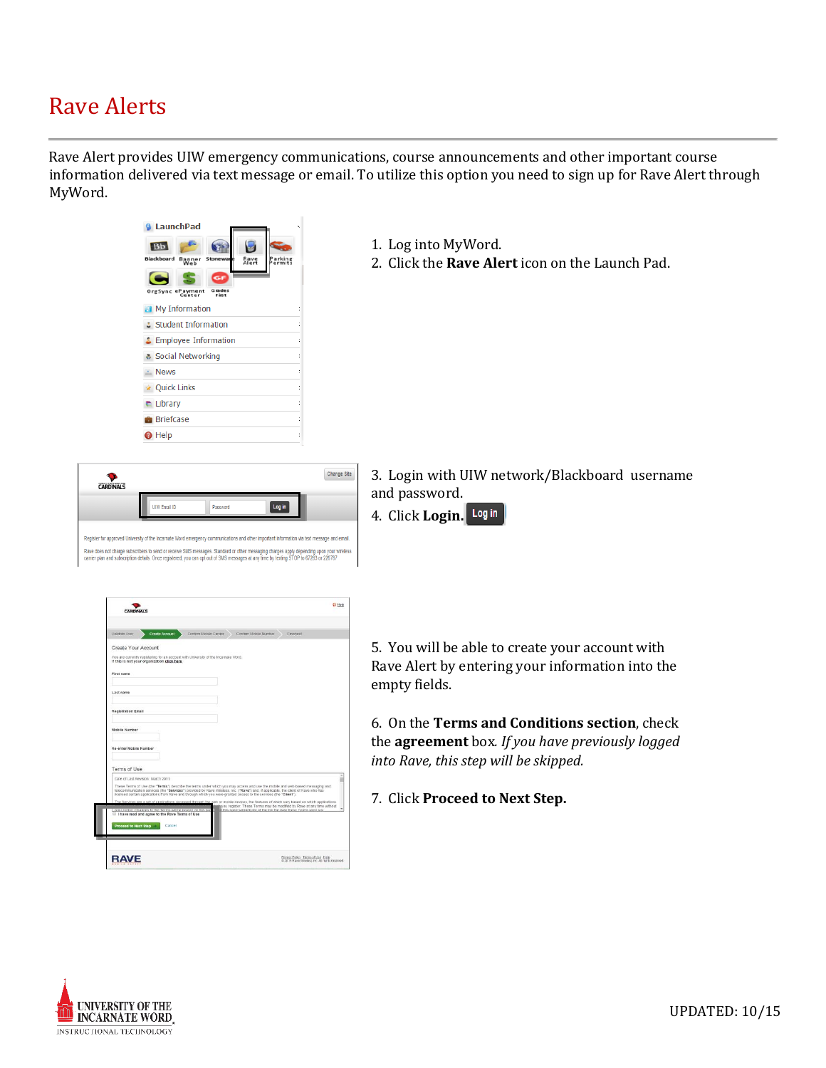# Rave Alerts

Rave Alert provides UIW emergency communications, course announcements and other important course information delivered via text message or email. To utilize this option you need to sign up for Rave Alert through MyWord.

1. Log into MyWord.
2. Click the **Rave Alert** icon on the Launch Pad.

3. Login with UIW network/Blackboard username and password.
4. Click **Login.**

5. You will be able to create your account with Rave Alert by entering your information into the empty fields.

6. On the **Terms and Conditions section**, check the **agreement** box. *If you have previously logged into Rave, this step will be skipped.*

7. Click **Proceed to Next Step.**

UPDATED: 10/15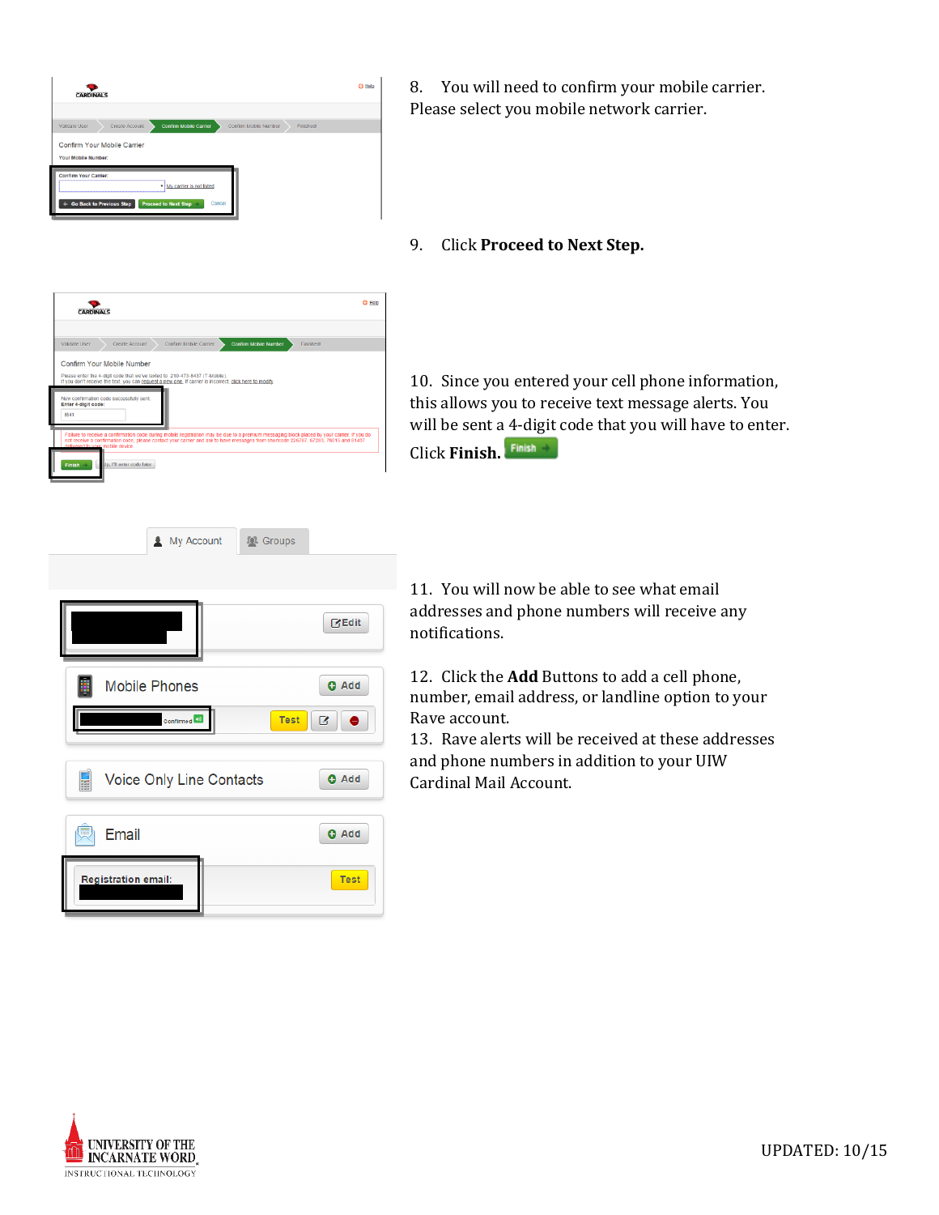8. You will need to confirm your mobile carrier. Please select you mobile network carrier.

9. Click **Proceed to Next Step.**

10. Since you entered your cell phone information, this allows you to receive text message alerts. You will be sent a 4-digit code that you will have to enter. Click **Finish.**

11. You will now be able to see what email addresses and phone numbers will receive any notifications.

12. Click the **Add** Buttons to add a cell phone, number, email address, or landline option to your Rave account.

13. Rave alerts will be received at these addresses and phone numbers in addition to your UIW Cardinal Mail Account.

UPDATED: 10/15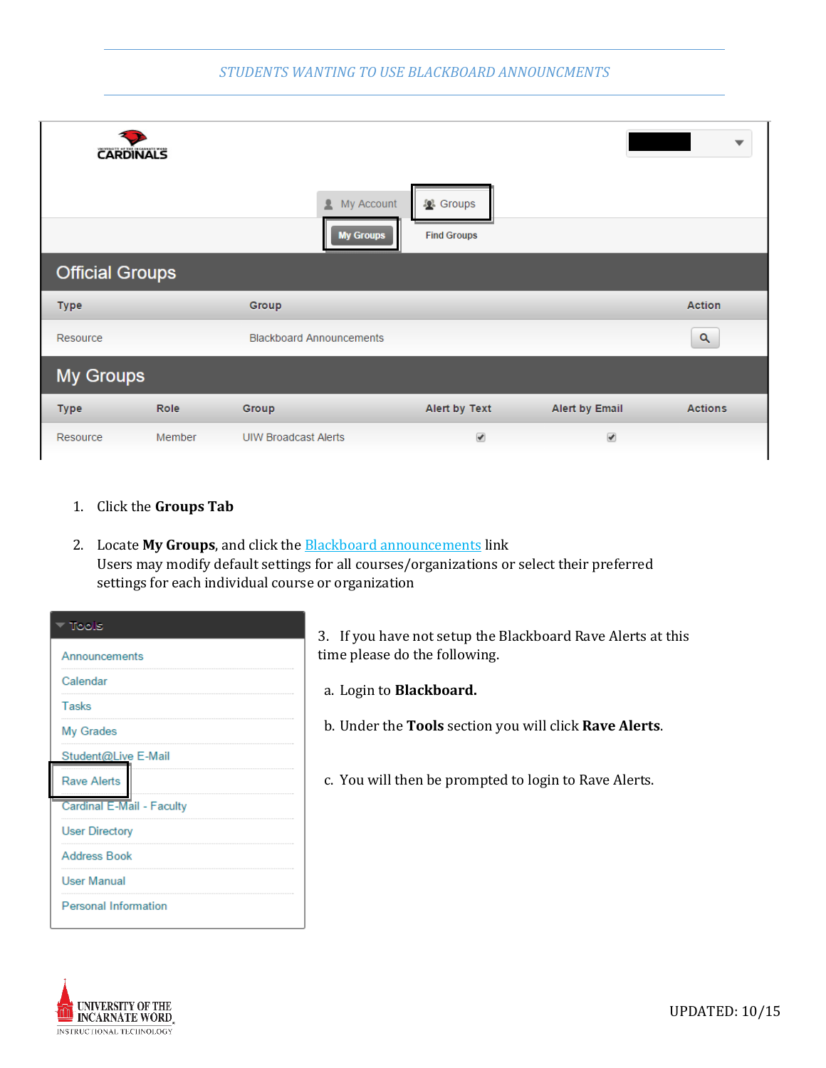1. Click the **Groups Tab**

2. Locate **My Groups**, and click the Blackboard announcements link
   Users may modify default settings for all courses/organizations or select their preferred settings for each individual course or organization

3. If you have not setup the Blackboard Rave Alerts at this time please do the following.

   a. Login to **Blackboard.**

   b. Under the **Tools** section you will click **Rave Alerts**.

   c. You will then be prompted to login to Rave Alerts.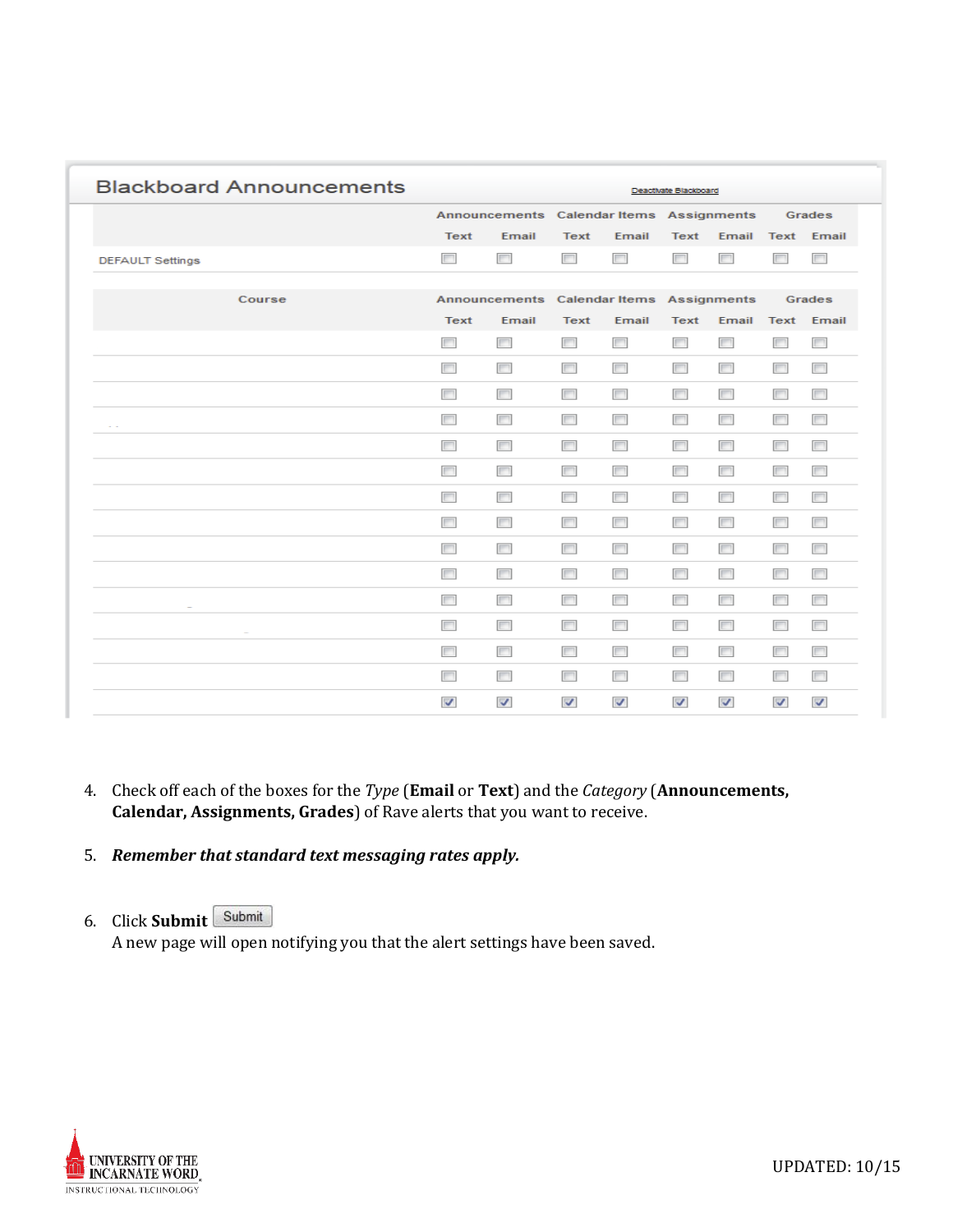## Blackboard Announcements

Deactivate Blackboard

| | Announcements | | Calendar Items | | Assignments | | Grades | |
|---|---|---|---|---|---|---|---|---|
| | Text | Email | Text | Email | Text | Email | Text | Email |
| DEFAULT Settings | ☐ | ☐ | ☐ | ☐ | ☐ | ☐ | ☐ | ☐ |

| Course | Announcements | | Calendar Items | | Assignments | | Grades | |
|---|---|---|---|---|---|---|---|---|
| | Text | Email | Text | Email | Text | Email | Text | Email |
| | ☐ | ☐ | ☐ | ☐ | ☐ | ☐ | ☐ | ☐ |
| | ☐ | ☐ | ☐ | ☐ | ☐ | ☐ | ☐ | ☐ |
| | ☐ | ☐ | ☐ | ☐ | ☐ | ☐ | ☐ | ☐ |
| | ☐ | ☐ | ☐ | ☐ | ☐ | ☐ | ☐ | ☐ |
| | ☐ | ☐ | ☐ | ☐ | ☐ | ☐ | ☐ | ☐ |
| | ☐ | ☐ | ☐ | ☐ | ☐ | ☐ | ☐ | ☐ |
| | ☐ | ☐ | ☐ | ☐ | ☐ | ☐ | ☐ | ☐ |
| | ☐ | ☐ | ☐ | ☐ | ☐ | ☐ | ☐ | ☐ |
| | ☐ | ☐ | ☐ | ☐ | ☐ | ☐ | ☐ | ☐ |
| | ☐ | ☐ | ☐ | ☐ | ☐ | ☐ | ☐ | ☐ |
| | ☐ | ☐ | ☐ | ☐ | ☐ | ☐ | ☐ | ☐ |
| | ☐ | ☐ | ☐ | ☐ | ☐ | ☐ | ☐ | ☐ |
| | ☐ | ☐ | ☐ | ☐ | ☐ | ☐ | ☐ | ☐ |
| | ☐ | ☐ | ☐ | ☐ | ☐ | ☐ | ☐ | ☐ |
| | ☑ | ☑ | ☑ | ☑ | ☑ | ☑ | ☑ | ☑ |

4. Check off each of the boxes for the *Type* (**Email** or **Text**) and the *Category* (**Announcements, Calendar, Assignments, Grades**) of Rave alerts that you want to receive.

5. ***Remember that standard text messaging rates apply.***

6. Click **Submit** [Submit]
   A new page will open notifying you that the alert settings have been saved.

UNIVERSITY OF THE INCARNATE WORD
INSTRUCTIONAL TECHNOLOGY

UPDATED: 10/15